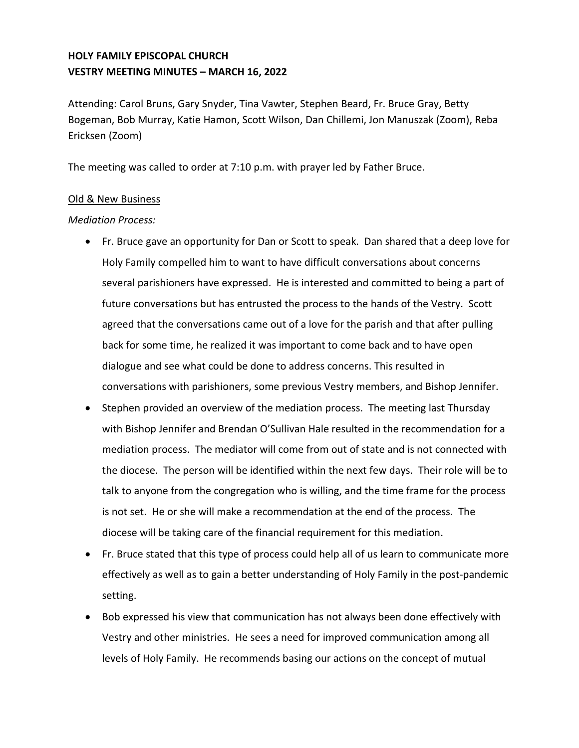**HOLY FAMILY EPISCOPAL CHURCH**
**VESTRY MEETING MINUTES – MARCH 16, 2022**

Attending: Carol Bruns, Gary Snyder, Tina Vawter, Stephen Beard, Fr. Bruce Gray, Betty Bogeman, Bob Murray, Katie Hamon, Scott Wilson, Dan Chillemi, Jon Manuszak (Zoom), Reba Ericksen (Zoom)

The meeting was called to order at 7:10 p.m. with prayer led by Father Bruce.

Old & New Business

*Mediation Process:*

- Fr. Bruce gave an opportunity for Dan or Scott to speak. Dan shared that a deep love for Holy Family compelled him to want to have difficult conversations about concerns several parishioners have expressed. He is interested and committed to being a part of future conversations but has entrusted the process to the hands of the Vestry. Scott agreed that the conversations came out of a love for the parish and that after pulling back for some time, he realized it was important to come back and to have open dialogue and see what could be done to address concerns. This resulted in conversations with parishioners, some previous Vestry members, and Bishop Jennifer.
- Stephen provided an overview of the mediation process. The meeting last Thursday with Bishop Jennifer and Brendan O'Sullivan Hale resulted in the recommendation for a mediation process. The mediator will come from out of state and is not connected with the diocese. The person will be identified within the next few days. Their role will be to talk to anyone from the congregation who is willing, and the time frame for the process is not set. He or she will make a recommendation at the end of the process. The diocese will be taking care of the financial requirement for this mediation.
- Fr. Bruce stated that this type of process could help all of us learn to communicate more effectively as well as to gain a better understanding of Holy Family in the post-pandemic setting.
- Bob expressed his view that communication has not always been done effectively with Vestry and other ministries. He sees a need for improved communication among all levels of Holy Family. He recommends basing our actions on the concept of mutual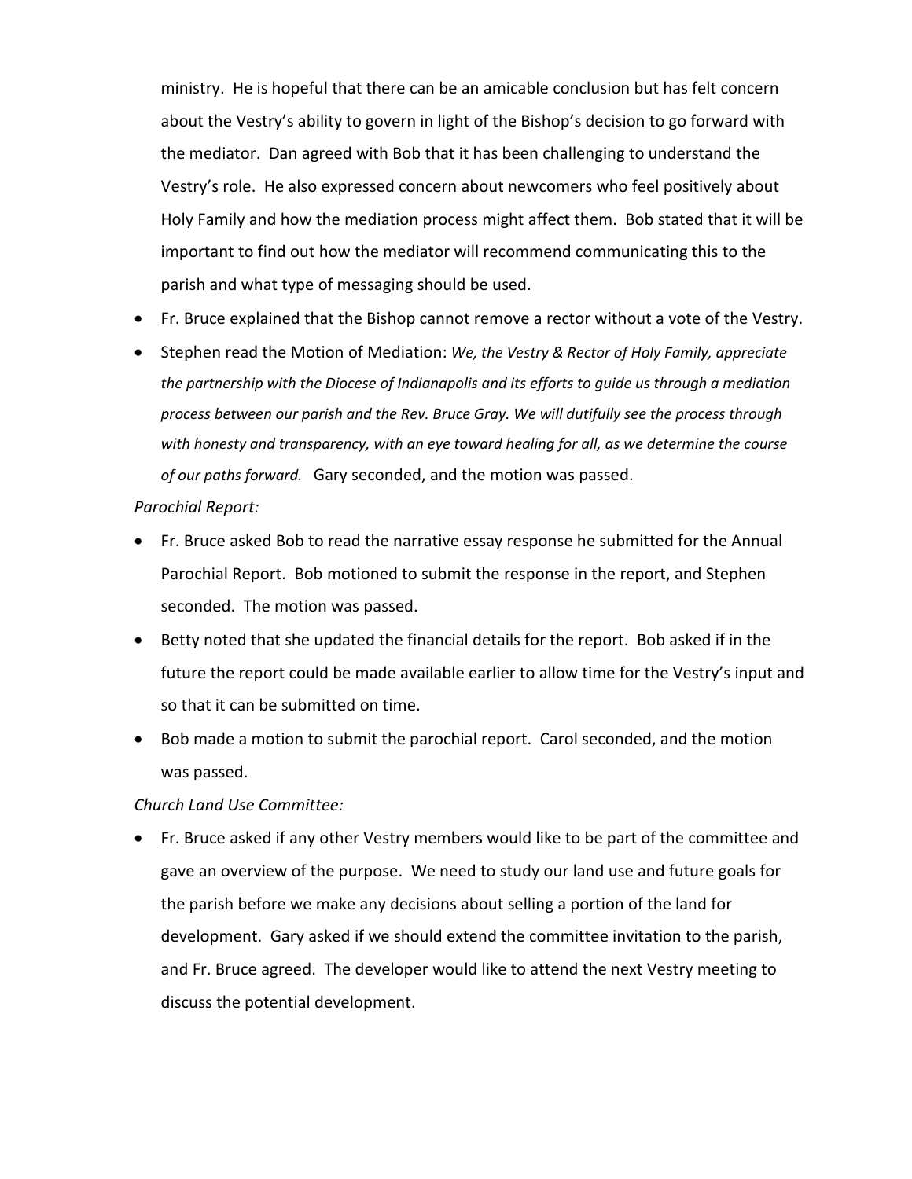ministry. He is hopeful that there can be an amicable conclusion but has felt concern about the Vestry's ability to govern in light of the Bishop's decision to go forward with the mediator. Dan agreed with Bob that it has been challenging to understand the Vestry's role. He also expressed concern about newcomers who feel positively about Holy Family and how the mediation process might affect them. Bob stated that it will be important to find out how the mediator will recommend communicating this to the parish and what type of messaging should be used.

- Fr. Bruce explained that the Bishop cannot remove a rector without a vote of the Vestry.
- Stephen read the Motion of Mediation: *We, the Vestry & Rector of Holy Family, appreciate the partnership with the Diocese of Indianapolis and its efforts to guide us through a mediation process between our parish and the Rev. Bruce Gray. We will dutifully see the process through with honesty and transparency, with an eye toward healing for all, as we determine the course of our paths forward.* Gary seconded, and the motion was passed.

*Parochial Report:*

- Fr. Bruce asked Bob to read the narrative essay response he submitted for the Annual Parochial Report. Bob motioned to submit the response in the report, and Stephen seconded. The motion was passed.
- Betty noted that she updated the financial details for the report. Bob asked if in the future the report could be made available earlier to allow time for the Vestry's input and so that it can be submitted on time.
- Bob made a motion to submit the parochial report. Carol seconded, and the motion was passed.

*Church Land Use Committee:*

- Fr. Bruce asked if any other Vestry members would like to be part of the committee and gave an overview of the purpose. We need to study our land use and future goals for the parish before we make any decisions about selling a portion of the land for development. Gary asked if we should extend the committee invitation to the parish, and Fr. Bruce agreed. The developer would like to attend the next Vestry meeting to discuss the potential development.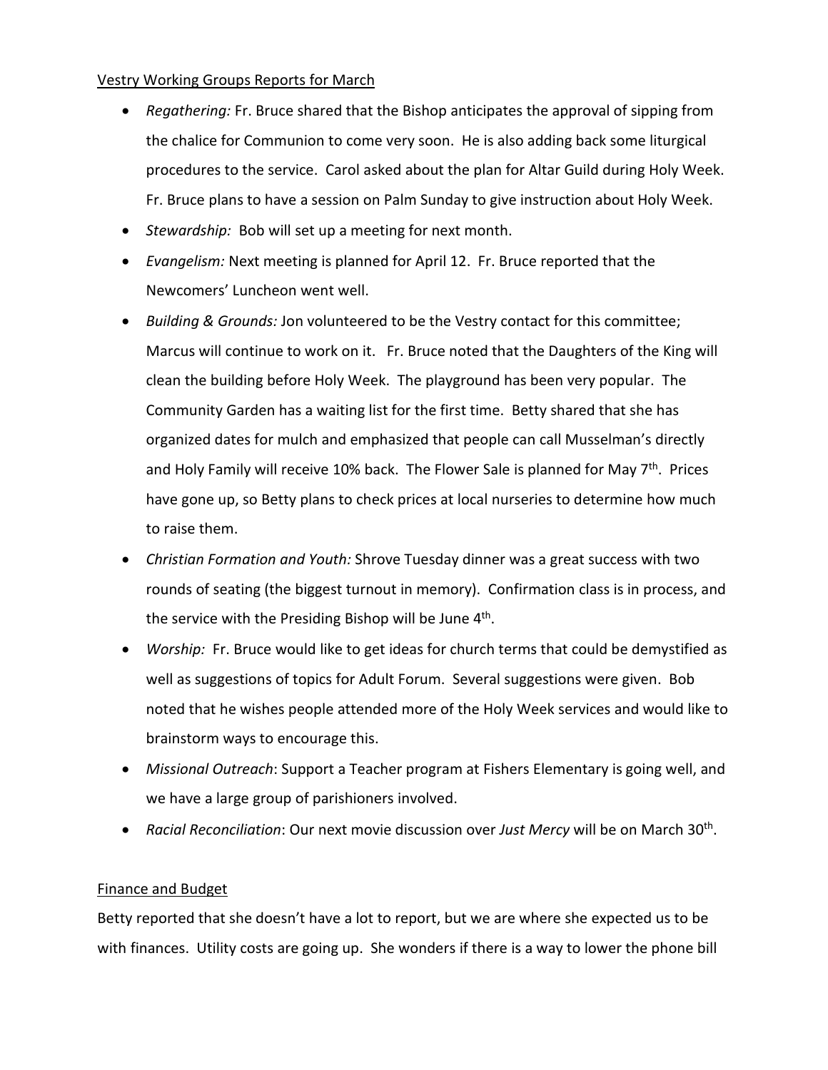Vestry Working Groups Reports for March

- *Regathering:* Fr. Bruce shared that the Bishop anticipates the approval of sipping from the chalice for Communion to come very soon. He is also adding back some liturgical procedures to the service. Carol asked about the plan for Altar Guild during Holy Week. Fr. Bruce plans to have a session on Palm Sunday to give instruction about Holy Week.
- *Stewardship:* Bob will set up a meeting for next month.
- *Evangelism:* Next meeting is planned for April 12. Fr. Bruce reported that the Newcomers' Luncheon went well.
- *Building & Grounds:* Jon volunteered to be the Vestry contact for this committee; Marcus will continue to work on it. Fr. Bruce noted that the Daughters of the King will clean the building before Holy Week. The playground has been very popular. The Community Garden has a waiting list for the first time. Betty shared that she has organized dates for mulch and emphasized that people can call Musselman's directly and Holy Family will receive 10% back. The Flower Sale is planned for May 7th. Prices have gone up, so Betty plans to check prices at local nurseries to determine how much to raise them.
- *Christian Formation and Youth:* Shrove Tuesday dinner was a great success with two rounds of seating (the biggest turnout in memory). Confirmation class is in process, and the service with the Presiding Bishop will be June 4th.
- *Worship:* Fr. Bruce would like to get ideas for church terms that could be demystified as well as suggestions of topics for Adult Forum. Several suggestions were given. Bob noted that he wishes people attended more of the Holy Week services and would like to brainstorm ways to encourage this.
- *Missional Outreach*: Support a Teacher program at Fishers Elementary is going well, and we have a large group of parishioners involved.
- *Racial Reconciliation*: Our next movie discussion over *Just Mercy* will be on March 30th.

Finance and Budget

Betty reported that she doesn't have a lot to report, but we are where she expected us to be with finances. Utility costs are going up. She wonders if there is a way to lower the phone bill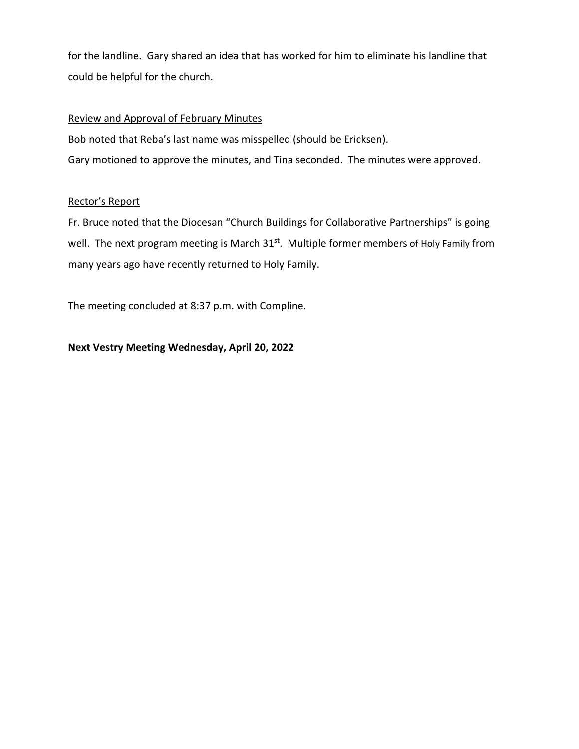for the landline. Gary shared an idea that has worked for him to eliminate his landline that could be helpful for the church.

<u>Review and Approval of February Minutes</u>

Bob noted that Reba's last name was misspelled (should be Ericksen).

Gary motioned to approve the minutes, and Tina seconded. The minutes were approved.

<u>Rector's Report</u>

Fr. Bruce noted that the Diocesan "Church Buildings for Collaborative Partnerships" is going well. The next program meeting is March 31st. Multiple former members of Holy Family from many years ago have recently returned to Holy Family.

The meeting concluded at 8:37 p.m. with Compline.

**Next Vestry Meeting Wednesday, April 20, 2022**